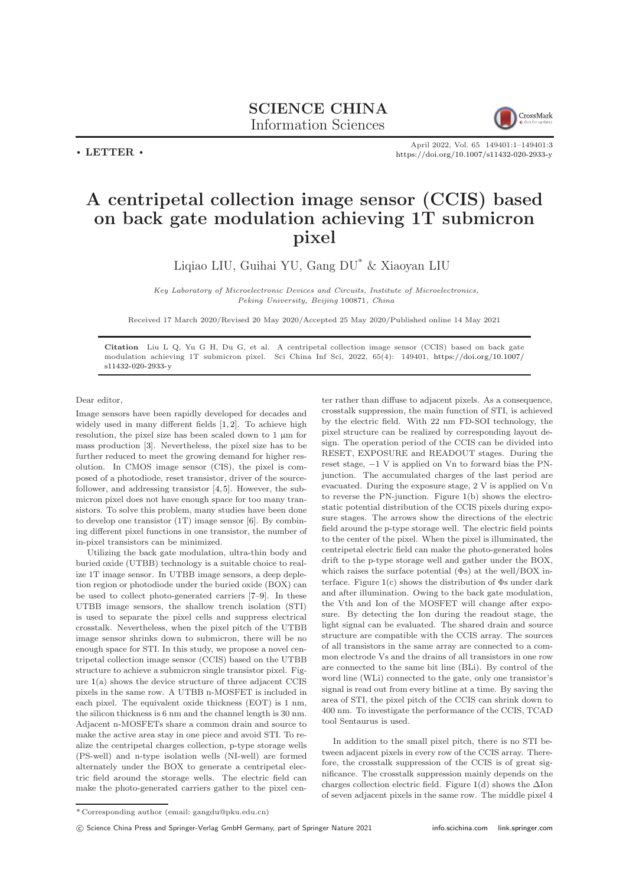**SCIENCE CHINA**
Information Sciences

• LETTER •

April 2022, Vol. 65 149401:1–149401:3
https://doi.org/10.1007/s11432-020-2933-y

# A centripetal collection image sensor (CCIS) based on back gate modulation achieving 1T submicron pixel

Liqiao LIU, Guihai YU, Gang DU* & Xiaoyan LIU

*Key Laboratory of Microelectronic Devices and Circuits, Institute of Microelectronics, Peking University, Beijing* 100871*, China*

Received 17 March 2020/Revised 20 May 2020/Accepted 25 May 2020/Published online 14 May 2021

**Citation** Liu L Q, Yu G H, Du G, et al. A centripetal collection image sensor (CCIS) based on back gate modulation achieving 1T submicron pixel. Sci China Inf Sci, 2022, 65(4): 149401, https://doi.org/10.1007/s11432-020-2933-y

Dear editor,

Image sensors have been rapidly developed for decades and widely used in many different fields [1, 2]. To achieve high resolution, the pixel size has been scaled down to 1 µm for mass production [3]. Nevertheless, the pixel size has to be further reduced to meet the growing demand for higher resolution. In CMOS image sensor (CIS), the pixel is composed of a photodiode, reset transistor, driver of the source-follower, and addressing transistor [4, 5]. However, the submicron pixel does not have enough space for too many transistors. To solve this problem, many studies have been done to develop one transistor (1T) image sensor [6]. By combining different pixel functions in one transistor, the number of in-pixel transistors can be minimized.

Utilizing the back gate modulation, ultra-thin body and buried oxide (UTBB) technology is a suitable choice to realize 1T image sensor. In UTBB image sensors, a deep depletion region or photodiode under the buried oxide (BOX) can be used to collect photo-generated carriers [7–9]. In these UTBB image sensors, the shallow trench isolation (STI) is used to separate the pixel cells and suppress electrical crosstalk. Nevertheless, when the pixel pitch of the UTBB image sensor shrinks down to submicron, there will be no enough space for STI. In this study, we propose a novel centripetal collection image sensor (CCIS) based on the UTBB structure to achieve a submicron single transistor pixel. Figure 1(a) shows the device structure of three adjacent CCIS pixels in the same row. A UTBB n-MOSFET is included in each pixel. The equivalent oxide thickness (EOT) is 1 nm, the silicon thickness is 6 nm and the channel length is 30 nm. Adjacent n-MOSFETs share a common drain and source to make the active area stay in one piece and avoid STI. To realize the centripetal charges collection, p-type storage wells (PS-well) and n-type isolation wells (NI-well) are formed alternately under the BOX to generate a centripetal electric field around the storage wells. The electric field can make the photo-generated carriers gather to the pixel center rather than diffuse to adjacent pixels. As a consequence, crosstalk suppression, the main function of STI, is achieved by the electric field. With 22 nm FD-SOI technology, the pixel structure can be realized by corresponding layout design. The operation period of the CCIS can be divided into RESET, EXPOSURE and READOUT stages. During the reset stage, −1 V is applied on Vn to forward bias the PN-junction. The accumulated charges of the last period are evacuated. During the exposure stage, 2 V is applied on Vn to reverse the PN-junction. Figure 1(b) shows the electrostatic potential distribution of the CCIS pixels during exposure stages. The arrows show the directions of the electric field around the p-type storage well. The electric field points to the center of the pixel. When the pixel is illuminated, the centripetal electric field can make the photo-generated holes drift to the p-type storage well and gather under the BOX, which raises the surface potential ($\Phi$s) at the well/BOX interface. Figure 1(c) shows the distribution of $\Phi$s under dark and after illumination. Owing to the back gate modulation, the Vth and Ion of the MOSFET will change after exposure. By detecting the Ion during the readout stage, the light signal can be evaluated. The shared drain and source structure are compatible with the CCIS array. The sources of all transistors in the same array are connected to a common electrode Vs and the drains of all transistors in one row are connected to the same bit line (BLi). By control of the word line (WLi) connected to the gate, only one transistor's signal is read out from every bitline at a time. By saving the area of STI, the pixel pitch of the CCIS can shrink down to 400 nm. To investigate the performance of the CCIS, TCAD tool Sentaurus is used.

In addition to the small pixel pitch, there is no STI between adjacent pixels in every row of the CCIS array. Therefore, the crosstalk suppression of the CCIS is of great significance. The crosstalk suppression mainly depends on the charges collection electric field. Figure 1(d) shows the $\Delta$Ion of seven adjacent pixels in the same row. The middle pixel 4

* Corresponding author (email: gangdu@pku.edu.cn)

© Science China Press and Springer-Verlag GmbH Germany, part of Springer Nature 2021 info.scichina.com link.springer.com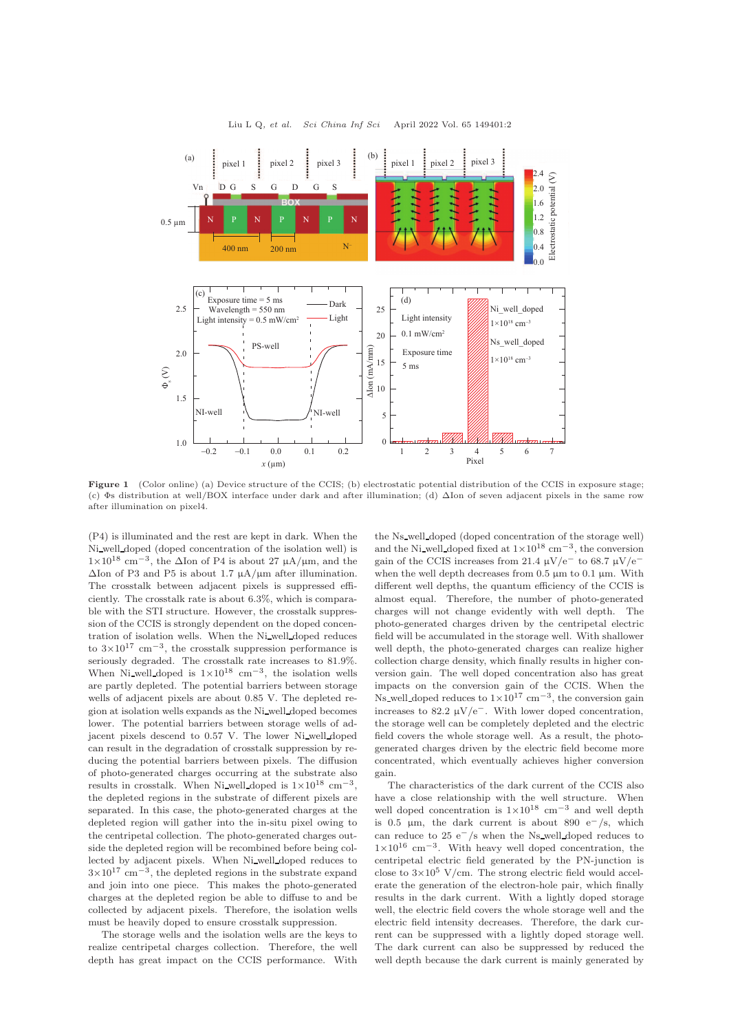**Figure 1** (Color online) (a) Device structure of the CCIS; (b) electrostatic potential distribution of the CCIS in exposure stage; (c) $\Phi$s distribution at well/BOX interface under dark and after illumination; (d) $\Delta$Ion of seven adjacent pixels in the same row after illumination on pixel4.

(P4) is illuminated and the rest are kept in dark. When the Ni_well_doped (doped concentration of the isolation well) is $1\times10^{18}$ cm$^{-3}$, the $\Delta$Ion of P4 is about 27 μA/μm, and the $\Delta$Ion of P3 and P5 is about 1.7 μA/μm after illumination. The crosstalk between adjacent pixels is suppressed efficiently. The crosstalk rate is about 6.3%, which is comparable with the STI structure. However, the crosstalk suppression of the CCIS is strongly dependent on the doped concentration of isolation wells. When the Ni_well_doped reduces to $3\times10^{17}$ cm$^{-3}$, the crosstalk suppression performance is seriously degraded. The crosstalk rate increases to 81.9%. When Ni_well_doped is $1\times10^{18}$ cm$^{-3}$, the isolation wells are partly depleted. The potential barriers between storage wells of adjacent pixels are about 0.85 V. The depleted region at isolation wells expands as the Ni_well_doped becomes lower. The potential barriers between storage wells of adjacent pixels descend to 0.57 V. The lower Ni_well_doped can result in the degradation of crosstalk suppression by reducing the potential barriers between pixels. The diffusion of photo-generated charges occurring at the substrate also results in crosstalk. When Ni_well_doped is $1\times10^{18}$ cm$^{-3}$, the depleted regions in the substrate of different pixels are separated. In this case, the photo-generated charges at the depleted region will gather into the in-situ pixel owing to the centripetal collection. The photo-generated charges outside the depleted region will be recombined before being collected by adjacent pixels. When Ni_well_doped reduces to $3\times10^{17}$ cm$^{-3}$, the depleted regions in the substrate expand and join into one piece. This makes the photo-generated charges at the depleted region be able to diffuse to and be collected by adjacent pixels. Therefore, the isolation wells must be heavily doped to ensure crosstalk suppression.

The storage wells and the isolation wells are the keys to realize centripetal charges collection. Therefore, the well depth has great impact on the CCIS performance. With the Ns_well_doped (doped concentration of the storage well) and the Ni_well_doped fixed at $1\times10^{18}$ cm$^{-3}$, the conversion gain of the CCIS increases from 21.4 μV/e$^-$ to 68.7 μV/e$^-$ when the well depth decreases from 0.5 μm to 0.1 μm. With different well depths, the quantum efficiency of the CCIS is almost equal. Therefore, the number of photo-generated charges will not change evidently with well depth. The photo-generated charges driven by the centripetal electric field will be accumulated in the storage well. With shallower well depth, the photo-generated charges can realize higher collection charge density, which finally results in higher conversion gain. The well doped concentration also has great impacts on the conversion gain of the CCIS. When the Ns_well_doped reduces to $1\times10^{17}$ cm$^{-3}$, the conversion gain increases to 82.2 μV/e$^-$. With lower doped concentration, the storage well can be completely depleted and the electric field covers the whole storage well. As a result, the photo-generated charges driven by the electric field become more concentrated, which eventually achieves higher conversion gain.

The characteristics of the dark current of the CCIS also have a close relationship with the well structure. When well doped concentration is $1\times10^{18}$ cm$^{-3}$ and well depth is 0.5 μm, the dark current is about 890 e$^-$/s, which can reduce to 25 e$^-$/s when the Ns_well_doped reduces to $1\times10^{16}$ cm$^{-3}$. With heavy well doped concentration, the centripetal electric field generated by the PN-junction is close to $3\times10^{5}$ V/cm. The strong electric field would accelerate the generation of the electron-hole pair, which finally results in the dark current. With a lightly doped storage well, the electric field covers the whole storage well and the electric field intensity decreases. Therefore, the dark current can be suppressed with a lightly doped storage well. The dark current can also be suppressed by reduced the well depth because the dark current is mainly generated by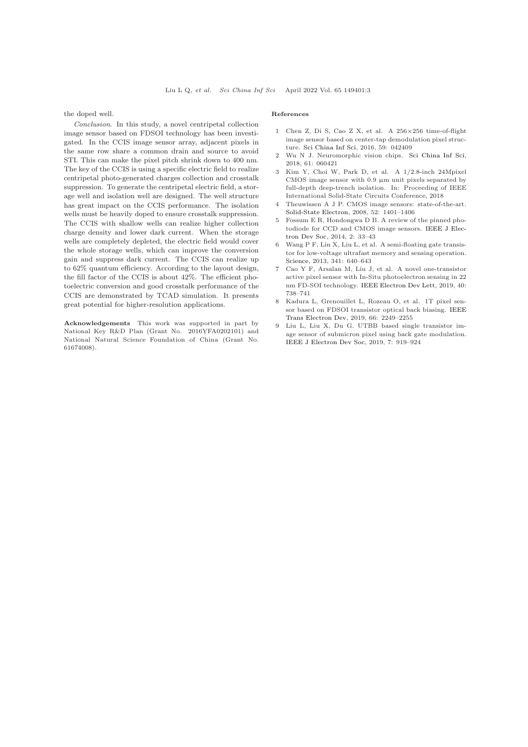the doped well.

*Conclusion*. In this study, a novel centripetal collection image sensor based on FDSOI technology has been investigated. In the CCIS image sensor array, adjacent pixels in the same row share a common drain and source to avoid STI. This can make the pixel pitch shrink down to 400 nm. The key of the CCIS is using a specific electric field to realize centripetal photo-generated charges collection and crosstalk suppression. To generate the centripetal electric field, a storage well and isolation well are designed. The well structure has great impact on the CCIS performance. The isolation wells must be heavily doped to ensure crosstalk suppression. The CCIS with shallow wells can realize higher collection charge density and lower dark current. When the storage wells are completely depleted, the electric field would cover the whole storage wells, which can improve the conversion gain and suppress dark current. The CCIS can realize up to 62% quantum efficiency. According to the layout design, the fill factor of the CCIS is about 42%. The efficient photoelectric conversion and good crosstalk performance of the CCIS are demonstrated by TCAD simulation. It presents great potential for higher-resolution applications.

**Acknowledgements** This work was supported in part by National Key R&D Plan (Grant No. 2016YFA0202101) and National Natural Science Foundation of China (Grant No. 61674008).

## References

1. Chen Z, Di S, Cao Z X, et al. A 256×256 time-of-flight image sensor based on center-tap demodulation pixel structure. Sci China Inf Sci, 2016, 59: 042409
2. Wu N J. Neuromorphic vision chips. Sci China Inf Sci, 2018, 61: 060421
3. Kim Y, Choi W, Park D, et al. A 1/2.8-inch 24Mpixel CMOS image sensor with 0.9 μm unit pixels separated by full-depth deep-trench isolation. In: Proceeding of IEEE International Solid-State Circuits Conference, 2018
4. Theuwissen A J P. CMOS image sensors: state-of-the-art. Solid-State Electron, 2008, 52: 1401–1406
5. Fossum E R, Hondongwa D B. A review of the pinned photodiode for CCD and CMOS image sensors. IEEE J Electron Dev Soc, 2014, 2: 33–43
6. Wang P F, Lin X, Liu L, et al. A semi-floating gate transistor for low-voltage ultrafast memory and sensing operation. Science, 2013, 341: 640–643
7. Cao Y F, Arsalan M, Liu J, et al. A novel one-transistor active pixel sensor with In-Situ photoelectron sensing in 22 nm FD-SOI technology. IEEE Electron Dev Lett, 2019, 40: 738–741
8. Kadura L, Grenouillet L, Rozeau O, et al. 1T pixel sensor based on FDSOI transistor optical back biasing. IEEE Trans Electron Dev, 2019, 66: 2249–2255
9. Liu L, Liu X, Du G. UTBB based single transistor image sensor of submicron pixel using back gate modulation. IEEE J Electron Dev Soc, 2019, 7: 919–924